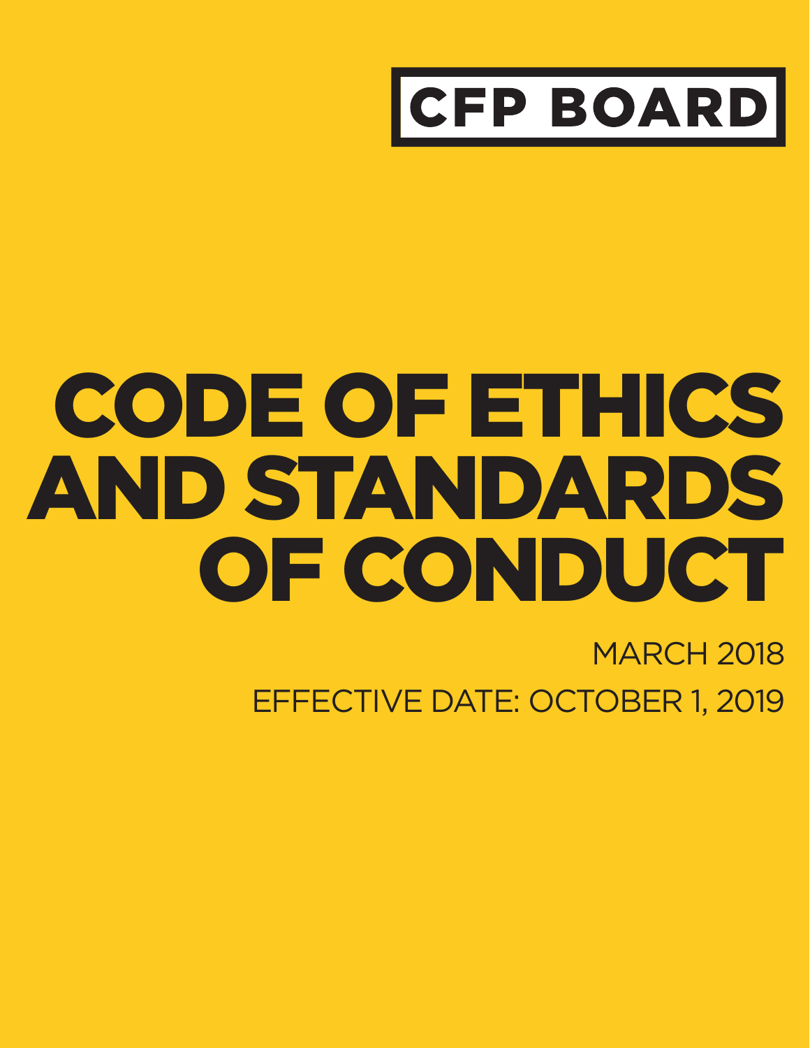CFP BOARD

# CODE OF ETHICS AND STANDARDS OF CONDUCT

MARCH 2018

EFFECTIVE DATE: OCTOBER 1, 2019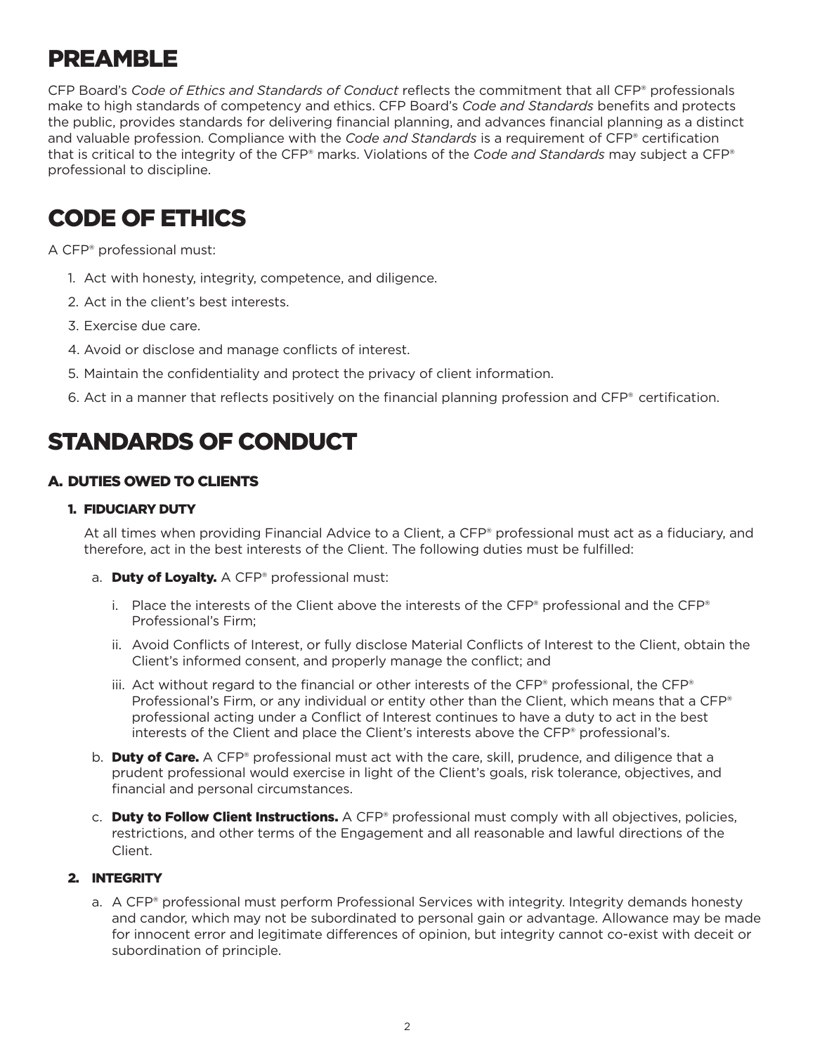# PREAMBLE

CFP Board's *Code of Ethics and Standards of Conduct* reflects the commitment that all CFP® professionals make to high standards of competency and ethics. CFP Board's *Code and Standards* benefits and protects the public, provides standards for delivering financial planning, and advances financial planning as a distinct and valuable profession. Compliance with the *Code and Standards* is a requirement of CFP® certification that is critical to the integrity of the CFP® marks. Violations of the *Code and Standards* may subject a CFP® professional to discipline.

# CODE OF ETHICS

A CFP® professional must:

1. Act with honesty, integrity, competence, and diligence.
2. Act in the client's best interests.
3. Exercise due care.
4. Avoid or disclose and manage conflicts of interest.
5. Maintain the confidentiality and protect the privacy of client information.
6. Act in a manner that reflects positively on the financial planning profession and CFP® certification.

# STANDARDS OF CONDUCT

## A. DUTIES OWED TO CLIENTS

### 1. FIDUCIARY DUTY

At all times when providing Financial Advice to a Client, a CFP® professional must act as a fiduciary, and therefore, act in the best interests of the Client. The following duties must be fulfilled:

a. **Duty of Loyalty.** A CFP® professional must:

   i. Place the interests of the Client above the interests of the CFP® professional and the CFP® Professional's Firm;

   ii. Avoid Conflicts of Interest, or fully disclose Material Conflicts of Interest to the Client, obtain the Client's informed consent, and properly manage the conflict; and

   iii. Act without regard to the financial or other interests of the CFP® professional, the CFP® Professional's Firm, or any individual or entity other than the Client, which means that a CFP® professional acting under a Conflict of Interest continues to have a duty to act in the best interests of the Client and place the Client's interests above the CFP® professional's.

b. **Duty of Care.** A CFP® professional must act with the care, skill, prudence, and diligence that a prudent professional would exercise in light of the Client's goals, risk tolerance, objectives, and financial and personal circumstances.

c. **Duty to Follow Client Instructions.** A CFP® professional must comply with all objectives, policies, restrictions, and other terms of the Engagement and all reasonable and lawful directions of the Client.

### 2. INTEGRITY

a. A CFP® professional must perform Professional Services with integrity. Integrity demands honesty and candor, which may not be subordinated to personal gain or advantage. Allowance may be made for innocent error and legitimate differences of opinion, but integrity cannot co-exist with deceit or subordination of principle.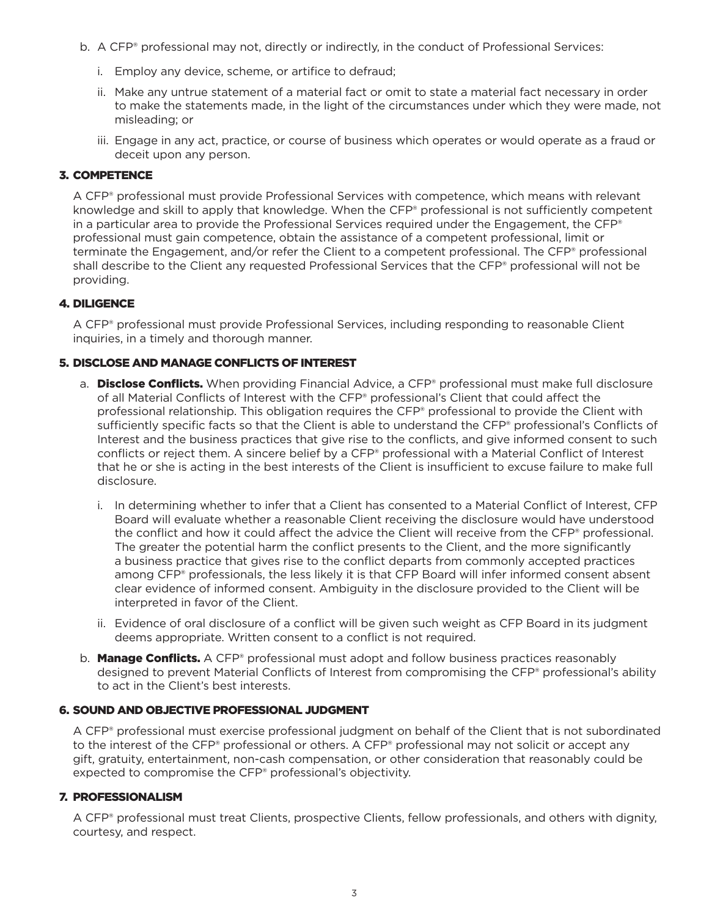b. A CFP® professional may not, directly or indirectly, in the conduct of Professional Services:

   i. Employ any device, scheme, or artifice to defraud;

   ii. Make any untrue statement of a material fact or omit to state a material fact necessary in order to make the statements made, in the light of the circumstances under which they were made, not misleading; or

   iii. Engage in any act, practice, or course of business which operates or would operate as a fraud or deceit upon any person.

## 3. COMPETENCE

A CFP® professional must provide Professional Services with competence, which means with relevant knowledge and skill to apply that knowledge. When the CFP® professional is not sufficiently competent in a particular area to provide the Professional Services required under the Engagement, the CFP® professional must gain competence, obtain the assistance of a competent professional, limit or terminate the Engagement, and/or refer the Client to a competent professional. The CFP® professional shall describe to the Client any requested Professional Services that the CFP® professional will not be providing.

## 4. DILIGENCE

A CFP® professional must provide Professional Services, including responding to reasonable Client inquiries, in a timely and thorough manner.

## 5. DISCLOSE AND MANAGE CONFLICTS OF INTEREST

a. **Disclose Conflicts.** When providing Financial Advice, a CFP® professional must make full disclosure of all Material Conflicts of Interest with the CFP® professional's Client that could affect the professional relationship. This obligation requires the CFP® professional to provide the Client with sufficiently specific facts so that the Client is able to understand the CFP® professional's Conflicts of Interest and the business practices that give rise to the conflicts, and give informed consent to such conflicts or reject them. A sincere belief by a CFP® professional with a Material Conflict of Interest that he or she is acting in the best interests of the Client is insufficient to excuse failure to make full disclosure.

   i. In determining whether to infer that a Client has consented to a Material Conflict of Interest, CFP Board will evaluate whether a reasonable Client receiving the disclosure would have understood the conflict and how it could affect the advice the Client will receive from the CFP® professional. The greater the potential harm the conflict presents to the Client, and the more significantly a business practice that gives rise to the conflict departs from commonly accepted practices among CFP® professionals, the less likely it is that CFP Board will infer informed consent absent clear evidence of informed consent. Ambiguity in the disclosure provided to the Client will be interpreted in favor of the Client.

   ii. Evidence of oral disclosure of a conflict will be given such weight as CFP Board in its judgment deems appropriate. Written consent to a conflict is not required.

b. **Manage Conflicts.** A CFP® professional must adopt and follow business practices reasonably designed to prevent Material Conflicts of Interest from compromising the CFP® professional's ability to act in the Client's best interests.

## 6. SOUND AND OBJECTIVE PROFESSIONAL JUDGMENT

A CFP® professional must exercise professional judgment on behalf of the Client that is not subordinated to the interest of the CFP® professional or others. A CFP® professional may not solicit or accept any gift, gratuity, entertainment, non-cash compensation, or other consideration that reasonably could be expected to compromise the CFP® professional's objectivity.

## 7. PROFESSIONALISM

A CFP® professional must treat Clients, prospective Clients, fellow professionals, and others with dignity, courtesy, and respect.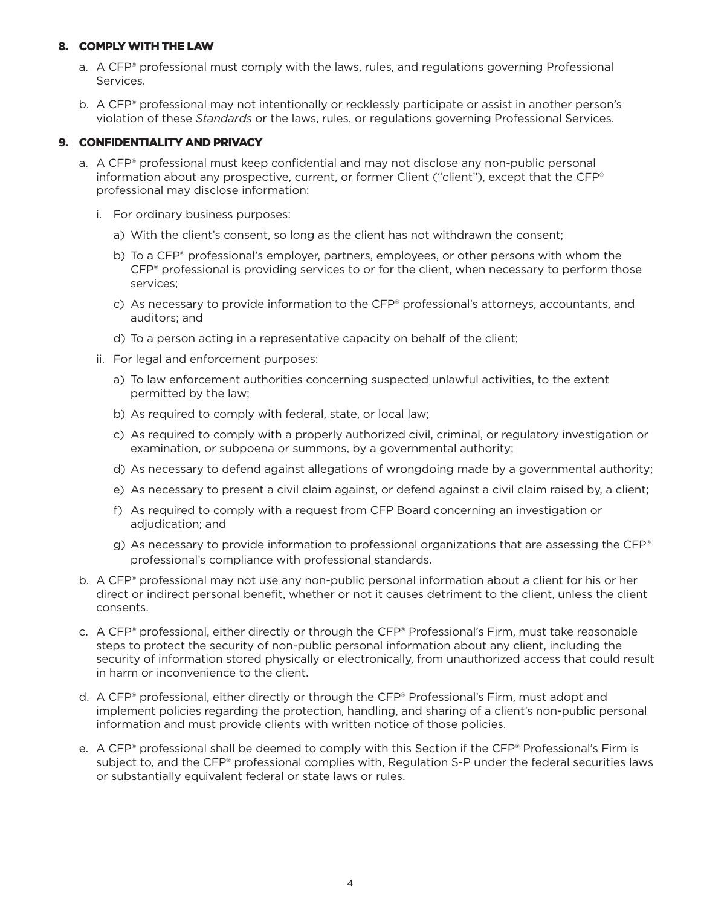## 8. COMPLY WITH THE LAW

a. A CFP® professional must comply with the laws, rules, and regulations governing Professional Services.

b. A CFP® professional may not intentionally or recklessly participate or assist in another person's violation of these *Standards* or the laws, rules, or regulations governing Professional Services.

## 9. CONFIDENTIALITY AND PRIVACY

a. A CFP® professional must keep confidential and may not disclose any non-public personal information about any prospective, current, or former Client ("client"), except that the CFP® professional may disclose information:

   i. For ordinary business purposes:

      a) With the client's consent, so long as the client has not withdrawn the consent;

      b) To a CFP® professional's employer, partners, employees, or other persons with whom the CFP® professional is providing services to or for the client, when necessary to perform those services;

      c) As necessary to provide information to the CFP® professional's attorneys, accountants, and auditors; and

      d) To a person acting in a representative capacity on behalf of the client;

   ii. For legal and enforcement purposes:

      a) To law enforcement authorities concerning suspected unlawful activities, to the extent permitted by the law;

      b) As required to comply with federal, state, or local law;

      c) As required to comply with a properly authorized civil, criminal, or regulatory investigation or examination, or subpoena or summons, by a governmental authority;

      d) As necessary to defend against allegations of wrongdoing made by a governmental authority;

      e) As necessary to present a civil claim against, or defend against a civil claim raised by, a client;

      f) As required to comply with a request from CFP Board concerning an investigation or adjudication; and

      g) As necessary to provide information to professional organizations that are assessing the CFP® professional's compliance with professional standards.

b. A CFP® professional may not use any non-public personal information about a client for his or her direct or indirect personal benefit, whether or not it causes detriment to the client, unless the client consents.

c. A CFP® professional, either directly or through the CFP® Professional's Firm, must take reasonable steps to protect the security of non-public personal information about any client, including the security of information stored physically or electronically, from unauthorized access that could result in harm or inconvenience to the client.

d. A CFP® professional, either directly or through the CFP® Professional's Firm, must adopt and implement policies regarding the protection, handling, and sharing of a client's non-public personal information and must provide clients with written notice of those policies.

e. A CFP® professional shall be deemed to comply with this Section if the CFP® Professional's Firm is subject to, and the CFP® professional complies with, Regulation S-P under the federal securities laws or substantially equivalent federal or state laws or rules.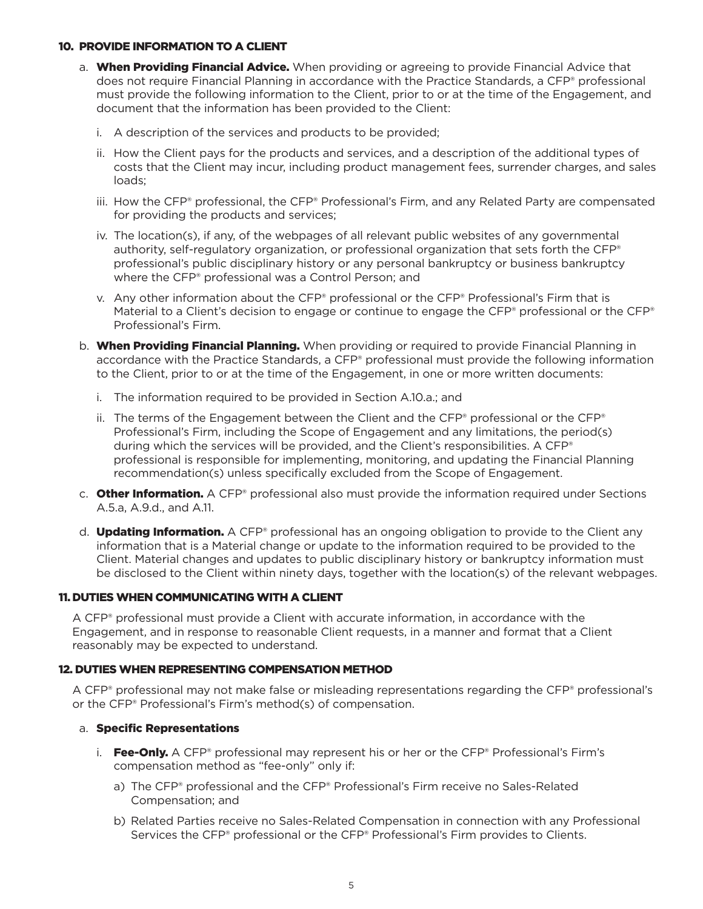## 10. PROVIDE INFORMATION TO A CLIENT

a. **When Providing Financial Advice.** When providing or agreeing to provide Financial Advice that does not require Financial Planning in accordance with the Practice Standards, a CFP® professional must provide the following information to the Client, prior to or at the time of the Engagement, and document that the information has been provided to the Client:

   i. A description of the services and products to be provided;

   ii. How the Client pays for the products and services, and a description of the additional types of costs that the Client may incur, including product management fees, surrender charges, and sales loads;

   iii. How the CFP® professional, the CFP® Professional's Firm, and any Related Party are compensated for providing the products and services;

   iv. The location(s), if any, of the webpages of all relevant public websites of any governmental authority, self-regulatory organization, or professional organization that sets forth the CFP® professional's public disciplinary history or any personal bankruptcy or business bankruptcy where the CFP® professional was a Control Person; and

   v. Any other information about the CFP® professional or the CFP® Professional's Firm that is Material to a Client's decision to engage or continue to engage the CFP® professional or the CFP® Professional's Firm.

b. **When Providing Financial Planning.** When providing or required to provide Financial Planning in accordance with the Practice Standards, a CFP® professional must provide the following information to the Client, prior to or at the time of the Engagement, in one or more written documents:

   i. The information required to be provided in Section A.10.a.; and

   ii. The terms of the Engagement between the Client and the CFP® professional or the CFP® Professional's Firm, including the Scope of Engagement and any limitations, the period(s) during which the services will be provided, and the Client's responsibilities. A CFP® professional is responsible for implementing, monitoring, and updating the Financial Planning recommendation(s) unless specifically excluded from the Scope of Engagement.

c. **Other Information.** A CFP® professional also must provide the information required under Sections A.5.a, A.9.d., and A.11.

d. **Updating Information.** A CFP® professional has an ongoing obligation to provide to the Client any information that is a Material change or update to the information required to be provided to the Client. Material changes and updates to public disciplinary history or bankruptcy information must be disclosed to the Client within ninety days, together with the location(s) of the relevant webpages.

## 11. DUTIES WHEN COMMUNICATING WITH A CLIENT

A CFP® professional must provide a Client with accurate information, in accordance with the Engagement, and in response to reasonable Client requests, in a manner and format that a Client reasonably may be expected to understand.

## 12. DUTIES WHEN REPRESENTING COMPENSATION METHOD

A CFP® professional may not make false or misleading representations regarding the CFP® professional's or the CFP® Professional's Firm's method(s) of compensation.

a. **Specific Representations**

   i. **Fee-Only.** A CFP® professional may represent his or her or the CFP® Professional's Firm's compensation method as "fee-only" only if:

      a) The CFP® professional and the CFP® Professional's Firm receive no Sales-Related Compensation; and

      b) Related Parties receive no Sales-Related Compensation in connection with any Professional Services the CFP® professional or the CFP® Professional's Firm provides to Clients.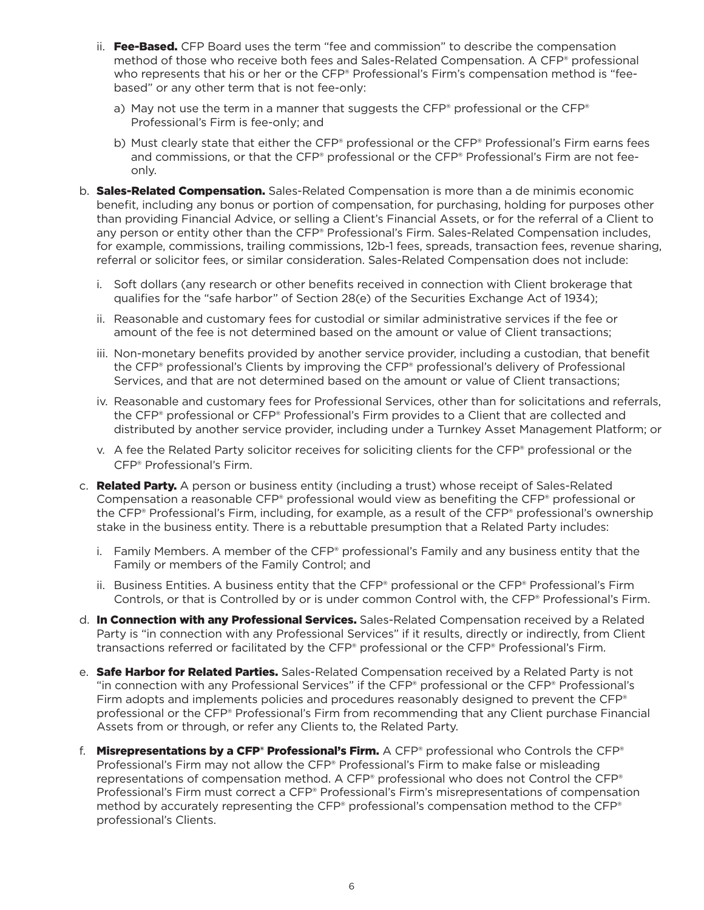ii. **Fee-Based.** CFP Board uses the term "fee and commission" to describe the compensation method of those who receive both fees and Sales-Related Compensation. A CFP® professional who represents that his or her or the CFP® Professional's Firm's compensation method is "fee-based" or any other term that is not fee-only:

   a) May not use the term in a manner that suggests the CFP® professional or the CFP® Professional's Firm is fee-only; and

   b) Must clearly state that either the CFP® professional or the CFP® Professional's Firm earns fees and commissions, or that the CFP® professional or the CFP® Professional's Firm are not fee-only.

b. **Sales-Related Compensation.** Sales-Related Compensation is more than a de minimis economic benefit, including any bonus or portion of compensation, for purchasing, holding for purposes other than providing Financial Advice, or selling a Client's Financial Assets, or for the referral of a Client to any person or entity other than the CFP® Professional's Firm. Sales-Related Compensation includes, for example, commissions, trailing commissions, 12b-1 fees, spreads, transaction fees, revenue sharing, referral or solicitor fees, or similar consideration. Sales-Related Compensation does not include:

   i. Soft dollars (any research or other benefits received in connection with Client brokerage that qualifies for the "safe harbor" of Section 28(e) of the Securities Exchange Act of 1934);

   ii. Reasonable and customary fees for custodial or similar administrative services if the fee or amount of the fee is not determined based on the amount or value of Client transactions;

   iii. Non-monetary benefits provided by another service provider, including a custodian, that benefit the CFP® professional's Clients by improving the CFP® professional's delivery of Professional Services, and that are not determined based on the amount or value of Client transactions;

   iv. Reasonable and customary fees for Professional Services, other than for solicitations and referrals, the CFP® professional or CFP® Professional's Firm provides to a Client that are collected and distributed by another service provider, including under a Turnkey Asset Management Platform; or

   v. A fee the Related Party solicitor receives for soliciting clients for the CFP® professional or the CFP® Professional's Firm.

c. **Related Party.** A person or business entity (including a trust) whose receipt of Sales-Related Compensation a reasonable CFP® professional would view as benefiting the CFP® professional or the CFP® Professional's Firm, including, for example, as a result of the CFP® professional's ownership stake in the business entity. There is a rebuttable presumption that a Related Party includes:

   i. Family Members. A member of the CFP® professional's Family and any business entity that the Family or members of the Family Control; and

   ii. Business Entities. A business entity that the CFP® professional or the CFP® Professional's Firm Controls, or that is Controlled by or is under common Control with, the CFP® Professional's Firm.

d. **In Connection with any Professional Services.** Sales-Related Compensation received by a Related Party is "in connection with any Professional Services" if it results, directly or indirectly, from Client transactions referred or facilitated by the CFP® professional or the CFP® Professional's Firm.

e. **Safe Harbor for Related Parties.** Sales-Related Compensation received by a Related Party is not "in connection with any Professional Services" if the CFP® professional or the CFP® Professional's Firm adopts and implements policies and procedures reasonably designed to prevent the CFP® professional or the CFP® Professional's Firm from recommending that any Client purchase Financial Assets from or through, or refer any Clients to, the Related Party.

f. **Misrepresentations by a CFP® Professional's Firm.** A CFP® professional who Controls the CFP® Professional's Firm may not allow the CFP® Professional's Firm to make false or misleading representations of compensation method. A CFP® professional who does not Control the CFP® Professional's Firm must correct a CFP® Professional's Firm's misrepresentations of compensation method by accurately representing the CFP® professional's compensation method to the CFP® professional's Clients.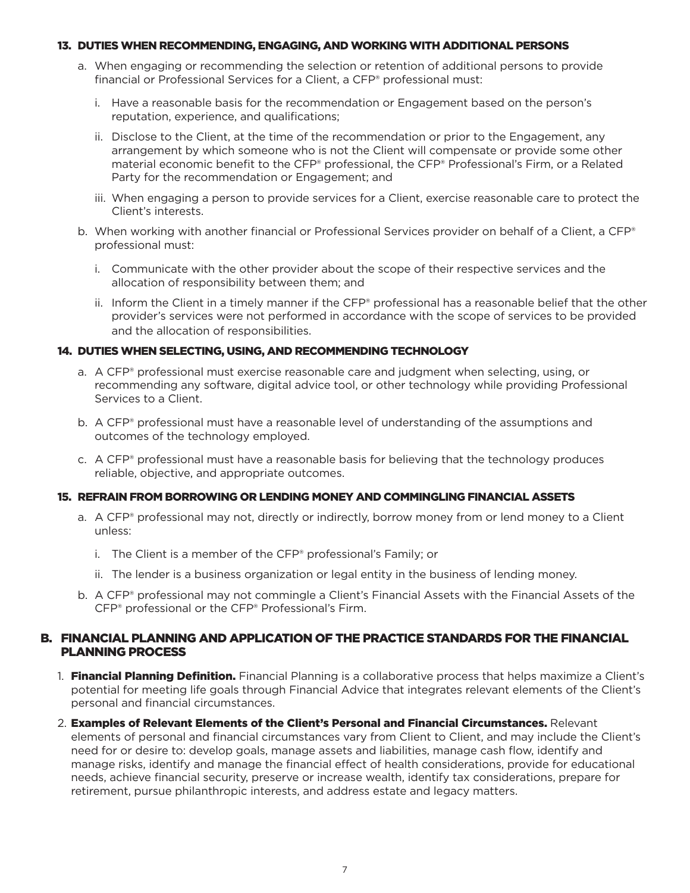### 13. DUTIES WHEN RECOMMENDING, ENGAGING, AND WORKING WITH ADDITIONAL PERSONS

a. When engaging or recommending the selection or retention of additional persons to provide financial or Professional Services for a Client, a CFP® professional must:

   i. Have a reasonable basis for the recommendation or Engagement based on the person's reputation, experience, and qualifications;

   ii. Disclose to the Client, at the time of the recommendation or prior to the Engagement, any arrangement by which someone who is not the Client will compensate or provide some other material economic benefit to the CFP® professional, the CFP® Professional's Firm, or a Related Party for the recommendation or Engagement; and

   iii. When engaging a person to provide services for a Client, exercise reasonable care to protect the Client's interests.

b. When working with another financial or Professional Services provider on behalf of a Client, a CFP® professional must:

   i. Communicate with the other provider about the scope of their respective services and the allocation of responsibility between them; and

   ii. Inform the Client in a timely manner if the CFP® professional has a reasonable belief that the other provider's services were not performed in accordance with the scope of services to be provided and the allocation of responsibilities.

### 14. DUTIES WHEN SELECTING, USING, AND RECOMMENDING TECHNOLOGY

a. A CFP® professional must exercise reasonable care and judgment when selecting, using, or recommending any software, digital advice tool, or other technology while providing Professional Services to a Client.

b. A CFP® professional must have a reasonable level of understanding of the assumptions and outcomes of the technology employed.

c. A CFP® professional must have a reasonable basis for believing that the technology produces reliable, objective, and appropriate outcomes.

### 15. REFRAIN FROM BORROWING OR LENDING MONEY AND COMMINGLING FINANCIAL ASSETS

a. A CFP® professional may not, directly or indirectly, borrow money from or lend money to a Client unless:

   i. The Client is a member of the CFP® professional's Family; or

   ii. The lender is a business organization or legal entity in the business of lending money.

b. A CFP® professional may not commingle a Client's Financial Assets with the Financial Assets of the CFP® professional or the CFP® Professional's Firm.

## B. FINANCIAL PLANNING AND APPLICATION OF THE PRACTICE STANDARDS FOR THE FINANCIAL PLANNING PROCESS

1. **Financial Planning Definition.** Financial Planning is a collaborative process that helps maximize a Client's potential for meeting life goals through Financial Advice that integrates relevant elements of the Client's personal and financial circumstances.

2. **Examples of Relevant Elements of the Client's Personal and Financial Circumstances.** Relevant elements of personal and financial circumstances vary from Client to Client, and may include the Client's need for or desire to: develop goals, manage assets and liabilities, manage cash flow, identify and manage risks, identify and manage the financial effect of health considerations, provide for educational needs, achieve financial security, preserve or increase wealth, identify tax considerations, prepare for retirement, pursue philanthropic interests, and address estate and legacy matters.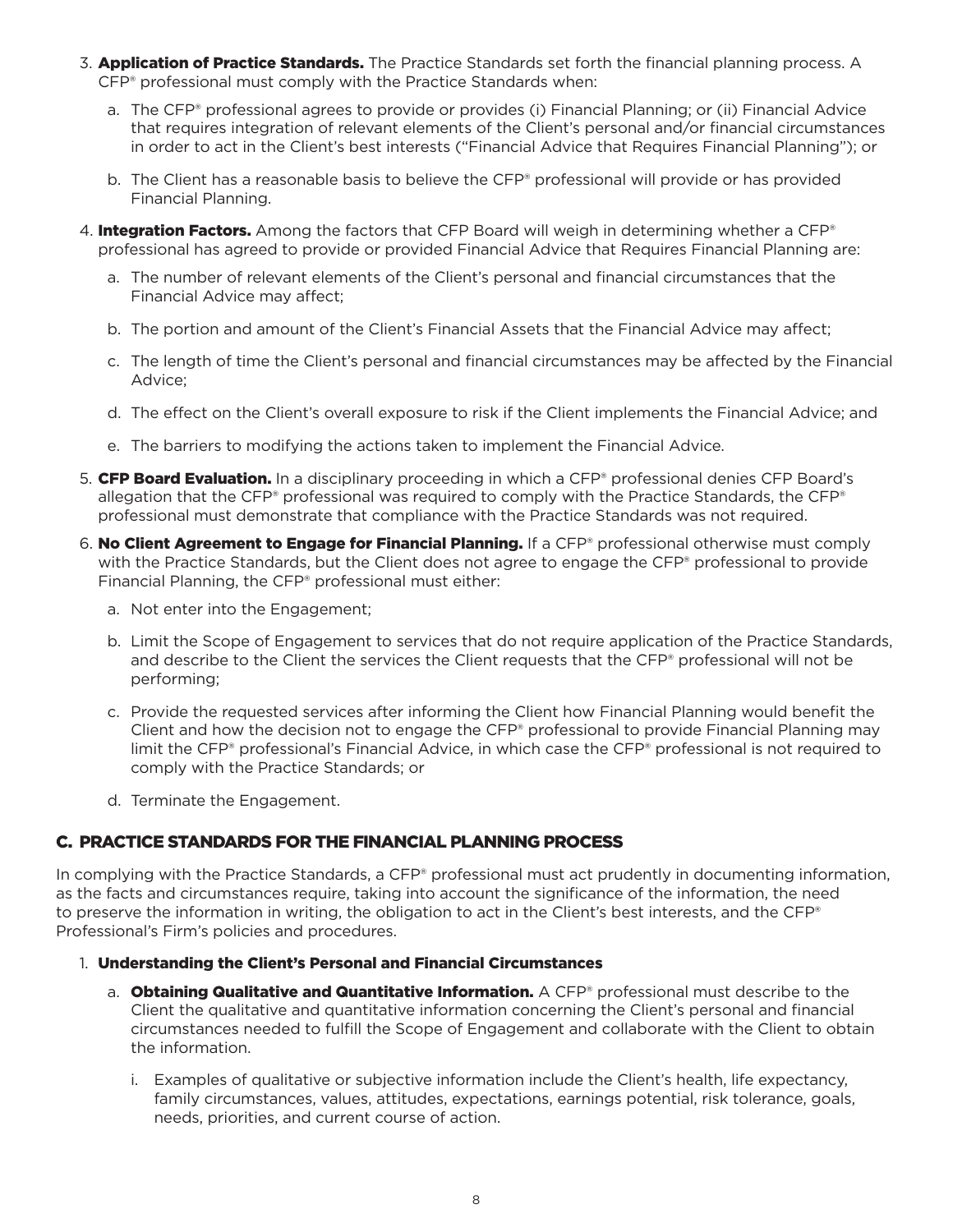3. **Application of Practice Standards.** The Practice Standards set forth the financial planning process. A CFP® professional must comply with the Practice Standards when:

   a. The CFP® professional agrees to provide or provides (i) Financial Planning; or (ii) Financial Advice that requires integration of relevant elements of the Client's personal and/or financial circumstances in order to act in the Client's best interests ("Financial Advice that Requires Financial Planning"); or

   b. The Client has a reasonable basis to believe the CFP® professional will provide or has provided Financial Planning.

4. **Integration Factors.** Among the factors that CFP Board will weigh in determining whether a CFP® professional has agreed to provide or provided Financial Advice that Requires Financial Planning are:

   a. The number of relevant elements of the Client's personal and financial circumstances that the Financial Advice may affect;

   b. The portion and amount of the Client's Financial Assets that the Financial Advice may affect;

   c. The length of time the Client's personal and financial circumstances may be affected by the Financial Advice;

   d. The effect on the Client's overall exposure to risk if the Client implements the Financial Advice; and

   e. The barriers to modifying the actions taken to implement the Financial Advice.

5. **CFP Board Evaluation.** In a disciplinary proceeding in which a CFP® professional denies CFP Board's allegation that the CFP® professional was required to comply with the Practice Standards, the CFP® professional must demonstrate that compliance with the Practice Standards was not required.

6. **No Client Agreement to Engage for Financial Planning.** If a CFP® professional otherwise must comply with the Practice Standards, but the Client does not agree to engage the CFP® professional to provide Financial Planning, the CFP® professional must either:

   a. Not enter into the Engagement;

   b. Limit the Scope of Engagement to services that do not require application of the Practice Standards, and describe to the Client the services the Client requests that the CFP® professional will not be performing;

   c. Provide the requested services after informing the Client how Financial Planning would benefit the Client and how the decision not to engage the CFP® professional to provide Financial Planning may limit the CFP® professional's Financial Advice, in which case the CFP® professional is not required to comply with the Practice Standards; or

   d. Terminate the Engagement.

## C. PRACTICE STANDARDS FOR THE FINANCIAL PLANNING PROCESS

In complying with the Practice Standards, a CFP® professional must act prudently in documenting information, as the facts and circumstances require, taking into account the significance of the information, the need to preserve the information in writing, the obligation to act in the Client's best interests, and the CFP® Professional's Firm's policies and procedures.

### 1. Understanding the Client's Personal and Financial Circumstances

   a. **Obtaining Qualitative and Quantitative Information.** A CFP® professional must describe to the Client the qualitative and quantitative information concerning the Client's personal and financial circumstances needed to fulfill the Scope of Engagement and collaborate with the Client to obtain the information.

      i. Examples of qualitative or subjective information include the Client's health, life expectancy, family circumstances, values, attitudes, expectations, earnings potential, risk tolerance, goals, needs, priorities, and current course of action.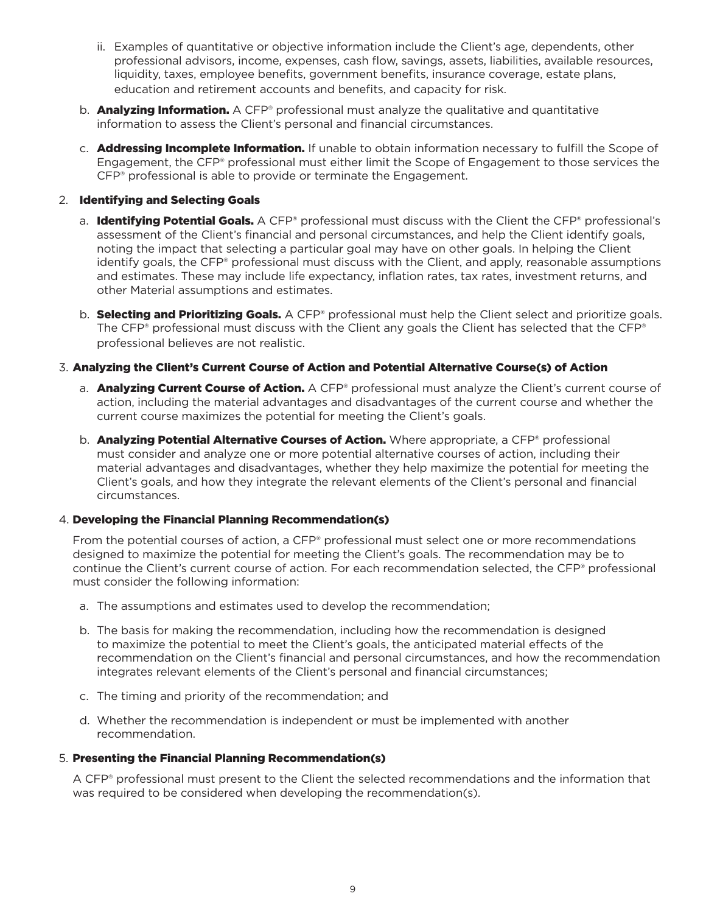ii. Examples of quantitative or objective information include the Client's age, dependents, other professional advisors, income, expenses, cash flow, savings, assets, liabilities, available resources, liquidity, taxes, employee benefits, government benefits, insurance coverage, estate plans, education and retirement accounts and benefits, and capacity for risk.

b. **Analyzing Information.** A CFP® professional must analyze the qualitative and quantitative information to assess the Client's personal and financial circumstances.

c. **Addressing Incomplete Information.** If unable to obtain information necessary to fulfill the Scope of Engagement, the CFP® professional must either limit the Scope of Engagement to those services the CFP® professional is able to provide or terminate the Engagement.

### 2. Identifying and Selecting Goals

a. **Identifying Potential Goals.** A CFP® professional must discuss with the Client the CFP® professional's assessment of the Client's financial and personal circumstances, and help the Client identify goals, noting the impact that selecting a particular goal may have on other goals. In helping the Client identify goals, the CFP® professional must discuss with the Client, and apply, reasonable assumptions and estimates. These may include life expectancy, inflation rates, tax rates, investment returns, and other Material assumptions and estimates.

b. **Selecting and Prioritizing Goals.** A CFP® professional must help the Client select and prioritize goals. The CFP® professional must discuss with the Client any goals the Client has selected that the CFP® professional believes are not realistic.

### 3. Analyzing the Client's Current Course of Action and Potential Alternative Course(s) of Action

a. **Analyzing Current Course of Action.** A CFP® professional must analyze the Client's current course of action, including the material advantages and disadvantages of the current course and whether the current course maximizes the potential for meeting the Client's goals.

b. **Analyzing Potential Alternative Courses of Action.** Where appropriate, a CFP® professional must consider and analyze one or more potential alternative courses of action, including their material advantages and disadvantages, whether they help maximize the potential for meeting the Client's goals, and how they integrate the relevant elements of the Client's personal and financial circumstances.

### 4. Developing the Financial Planning Recommendation(s)

From the potential courses of action, a CFP® professional must select one or more recommendations designed to maximize the potential for meeting the Client's goals. The recommendation may be to continue the Client's current course of action. For each recommendation selected, the CFP® professional must consider the following information:

a. The assumptions and estimates used to develop the recommendation;

b. The basis for making the recommendation, including how the recommendation is designed to maximize the potential to meet the Client's goals, the anticipated material effects of the recommendation on the Client's financial and personal circumstances, and how the recommendation integrates relevant elements of the Client's personal and financial circumstances;

c. The timing and priority of the recommendation; and

d. Whether the recommendation is independent or must be implemented with another recommendation.

### 5. Presenting the Financial Planning Recommendation(s)

A CFP® professional must present to the Client the selected recommendations and the information that was required to be considered when developing the recommendation(s).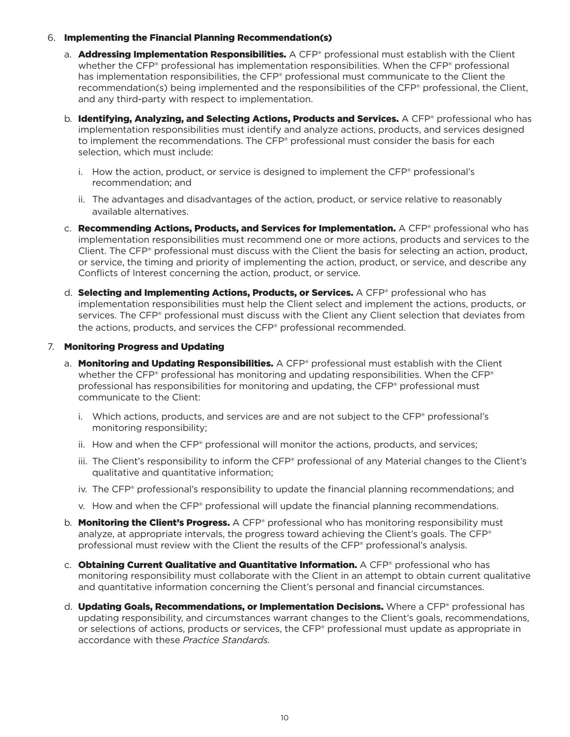6. **Implementing the Financial Planning Recommendation(s)**

   a. **Addressing Implementation Responsibilities.** A CFP® professional must establish with the Client whether the CFP® professional has implementation responsibilities. When the CFP® professional has implementation responsibilities, the CFP® professional must communicate to the Client the recommendation(s) being implemented and the responsibilities of the CFP® professional, the Client, and any third-party with respect to implementation.

   b. **Identifying, Analyzing, and Selecting Actions, Products and Services.** A CFP® professional who has implementation responsibilities must identify and analyze actions, products, and services designed to implement the recommendations. The CFP® professional must consider the basis for each selection, which must include:

      i. How the action, product, or service is designed to implement the CFP® professional's recommendation; and

      ii. The advantages and disadvantages of the action, product, or service relative to reasonably available alternatives.

   c. **Recommending Actions, Products, and Services for Implementation.** A CFP® professional who has implementation responsibilities must recommend one or more actions, products and services to the Client. The CFP® professional must discuss with the Client the basis for selecting an action, product, or service, the timing and priority of implementing the action, product, or service, and describe any Conflicts of Interest concerning the action, product, or service.

   d. **Selecting and Implementing Actions, Products, or Services.** A CFP® professional who has implementation responsibilities must help the Client select and implement the actions, products, or services. The CFP® professional must discuss with the Client any Client selection that deviates from the actions, products, and services the CFP® professional recommended.

7. **Monitoring Progress and Updating**

   a. **Monitoring and Updating Responsibilities.** A CFP® professional must establish with the Client whether the CFP® professional has monitoring and updating responsibilities. When the CFP® professional has responsibilities for monitoring and updating, the CFP® professional must communicate to the Client:

      i. Which actions, products, and services are and are not subject to the CFP® professional's monitoring responsibility;

      ii. How and when the CFP® professional will monitor the actions, products, and services;

      iii. The Client's responsibility to inform the CFP® professional of any Material changes to the Client's qualitative and quantitative information;

      iv. The CFP® professional's responsibility to update the financial planning recommendations; and

      v. How and when the CFP® professional will update the financial planning recommendations.

   b. **Monitoring the Client's Progress.** A CFP® professional who has monitoring responsibility must analyze, at appropriate intervals, the progress toward achieving the Client's goals. The CFP® professional must review with the Client the results of the CFP® professional's analysis.

   c. **Obtaining Current Qualitative and Quantitative Information.** A CFP® professional who has monitoring responsibility must collaborate with the Client in an attempt to obtain current qualitative and quantitative information concerning the Client's personal and financial circumstances.

   d. **Updating Goals, Recommendations, or Implementation Decisions.** Where a CFP® professional has updating responsibility, and circumstances warrant changes to the Client's goals, recommendations, or selections of actions, products or services, the CFP® professional must update as appropriate in accordance with these *Practice Standards.*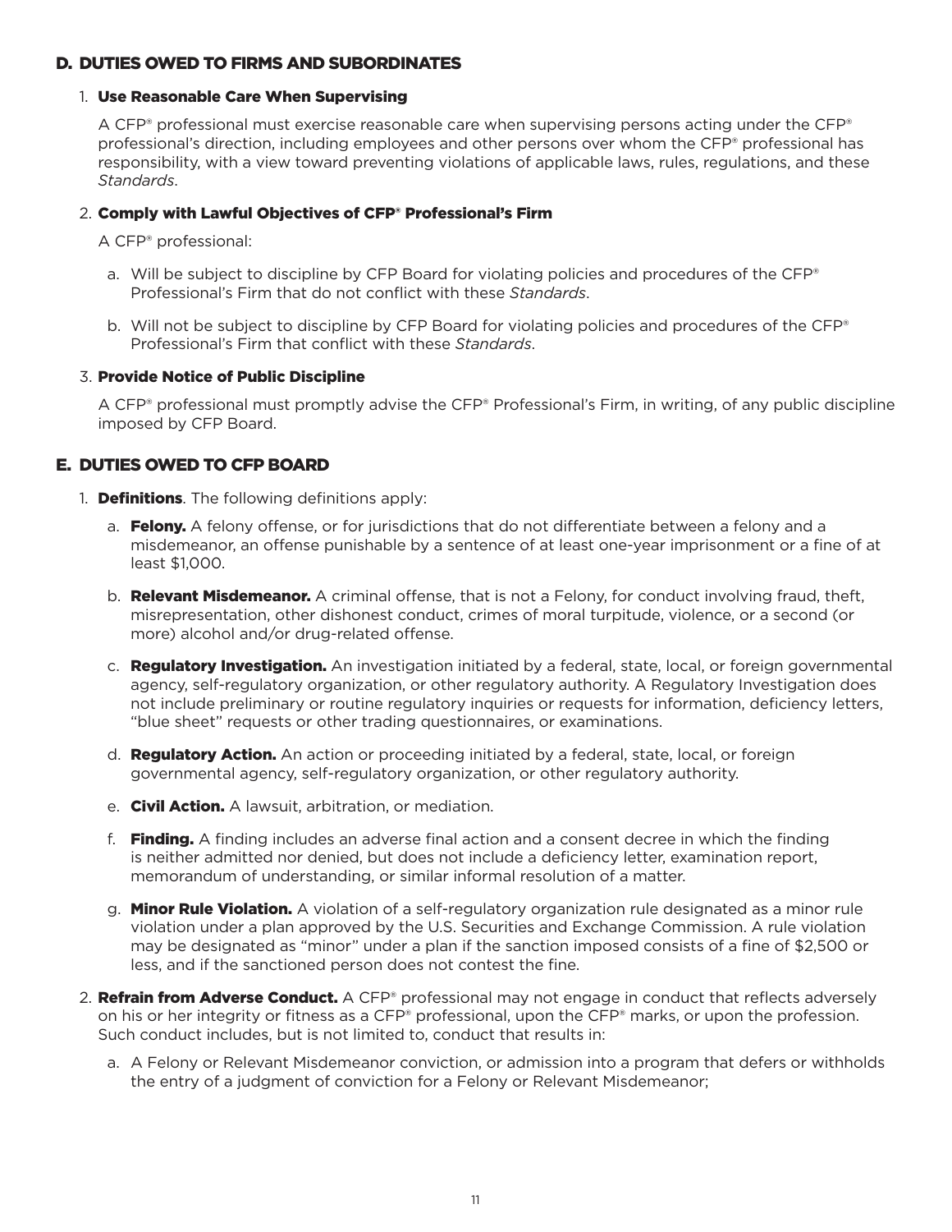## D. DUTIES OWED TO FIRMS AND SUBORDINATES

1. **Use Reasonable Care When Supervising**

   A CFP® professional must exercise reasonable care when supervising persons acting under the CFP® professional's direction, including employees and other persons over whom the CFP® professional has responsibility, with a view toward preventing violations of applicable laws, rules, regulations, and these *Standards*.

2. **Comply with Lawful Objectives of CFP® Professional's Firm**

   A CFP® professional:

   a. Will be subject to discipline by CFP Board for violating policies and procedures of the CFP® Professional's Firm that do not conflict with these *Standards*.

   b. Will not be subject to discipline by CFP Board for violating policies and procedures of the CFP® Professional's Firm that conflict with these *Standards*.

3. **Provide Notice of Public Discipline**

   A CFP® professional must promptly advise the CFP® Professional's Firm, in writing, of any public discipline imposed by CFP Board.

## E. DUTIES OWED TO CFP BOARD

1. **Definitions**. The following definitions apply:

   a. **Felony.** A felony offense, or for jurisdictions that do not differentiate between a felony and a misdemeanor, an offense punishable by a sentence of at least one-year imprisonment or a fine of at least $1,000.

   b. **Relevant Misdemeanor.** A criminal offense, that is not a Felony, for conduct involving fraud, theft, misrepresentation, other dishonest conduct, crimes of moral turpitude, violence, or a second (or more) alcohol and/or drug-related offense.

   c. **Regulatory Investigation.** An investigation initiated by a federal, state, local, or foreign governmental agency, self-regulatory organization, or other regulatory authority. A Regulatory Investigation does not include preliminary or routine regulatory inquiries or requests for information, deficiency letters, "blue sheet" requests or other trading questionnaires, or examinations.

   d. **Regulatory Action.** An action or proceeding initiated by a federal, state, local, or foreign governmental agency, self-regulatory organization, or other regulatory authority.

   e. **Civil Action.** A lawsuit, arbitration, or mediation.

   f. **Finding.** A finding includes an adverse final action and a consent decree in which the finding is neither admitted nor denied, but does not include a deficiency letter, examination report, memorandum of understanding, or similar informal resolution of a matter.

   g. **Minor Rule Violation.** A violation of a self-regulatory organization rule designated as a minor rule violation under a plan approved by the U.S. Securities and Exchange Commission. A rule violation may be designated as "minor" under a plan if the sanction imposed consists of a fine of $2,500 or less, and if the sanctioned person does not contest the fine.

2. **Refrain from Adverse Conduct.** A CFP® professional may not engage in conduct that reflects adversely on his or her integrity or fitness as a CFP® professional, upon the CFP® marks, or upon the profession. Such conduct includes, but is not limited to, conduct that results in:

   a. A Felony or Relevant Misdemeanor conviction, or admission into a program that defers or withholds the entry of a judgment of conviction for a Felony or Relevant Misdemeanor;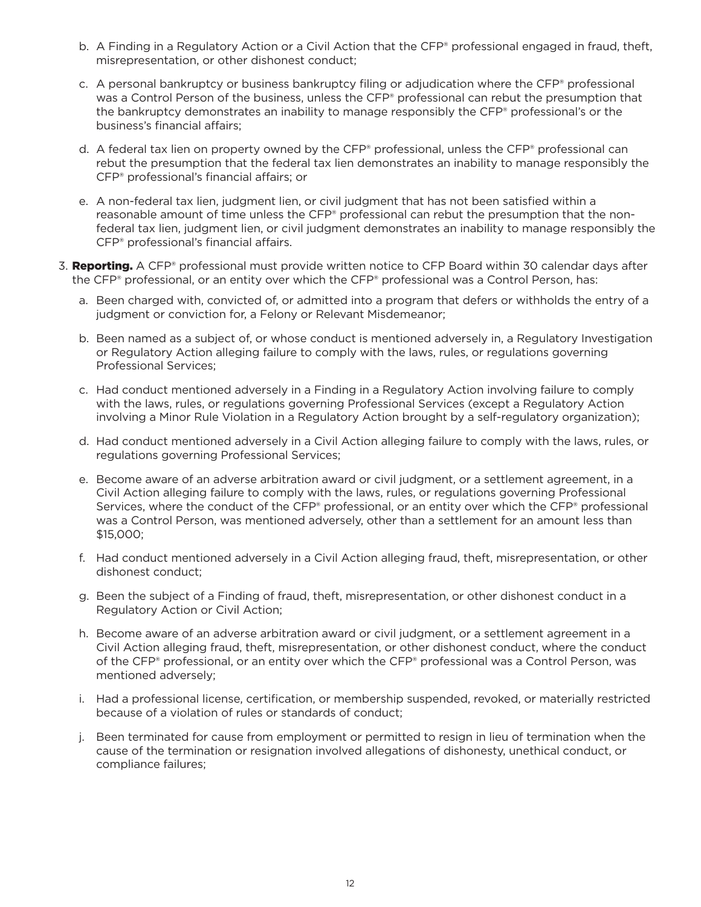b. A Finding in a Regulatory Action or a Civil Action that the CFP® professional engaged in fraud, theft, misrepresentation, or other dishonest conduct;

   c. A personal bankruptcy or business bankruptcy filing or adjudication where the CFP® professional was a Control Person of the business, unless the CFP® professional can rebut the presumption that the bankruptcy demonstrates an inability to manage responsibly the CFP® professional's or the business's financial affairs;

   d. A federal tax lien on property owned by the CFP® professional, unless the CFP® professional can rebut the presumption that the federal tax lien demonstrates an inability to manage responsibly the CFP® professional's financial affairs; or

   e. A non-federal tax lien, judgment lien, or civil judgment that has not been satisfied within a reasonable amount of time unless the CFP® professional can rebut the presumption that the non-federal tax lien, judgment lien, or civil judgment demonstrates an inability to manage responsibly the CFP® professional's financial affairs.

3. **Reporting.** A CFP® professional must provide written notice to CFP Board within 30 calendar days after the CFP® professional, or an entity over which the CFP® professional was a Control Person, has:

   a. Been charged with, convicted of, or admitted into a program that defers or withholds the entry of a judgment or conviction for, a Felony or Relevant Misdemeanor;

   b. Been named as a subject of, or whose conduct is mentioned adversely in, a Regulatory Investigation or Regulatory Action alleging failure to comply with the laws, rules, or regulations governing Professional Services;

   c. Had conduct mentioned adversely in a Finding in a Regulatory Action involving failure to comply with the laws, rules, or regulations governing Professional Services (except a Regulatory Action involving a Minor Rule Violation in a Regulatory Action brought by a self-regulatory organization);

   d. Had conduct mentioned adversely in a Civil Action alleging failure to comply with the laws, rules, or regulations governing Professional Services;

   e. Become aware of an adverse arbitration award or civil judgment, or a settlement agreement, in a Civil Action alleging failure to comply with the laws, rules, or regulations governing Professional Services, where the conduct of the CFP® professional, or an entity over which the CFP® professional was a Control Person, was mentioned adversely, other than a settlement for an amount less than $15,000;

   f. Had conduct mentioned adversely in a Civil Action alleging fraud, theft, misrepresentation, or other dishonest conduct;

   g. Been the subject of a Finding of fraud, theft, misrepresentation, or other dishonest conduct in a Regulatory Action or Civil Action;

   h. Become aware of an adverse arbitration award or civil judgment, or a settlement agreement in a Civil Action alleging fraud, theft, misrepresentation, or other dishonest conduct, where the conduct of the CFP® professional, or an entity over which the CFP® professional was a Control Person, was mentioned adversely;

   i. Had a professional license, certification, or membership suspended, revoked, or materially restricted because of a violation of rules or standards of conduct;

   j. Been terminated for cause from employment or permitted to resign in lieu of termination when the cause of the termination or resignation involved allegations of dishonesty, unethical conduct, or compliance failures;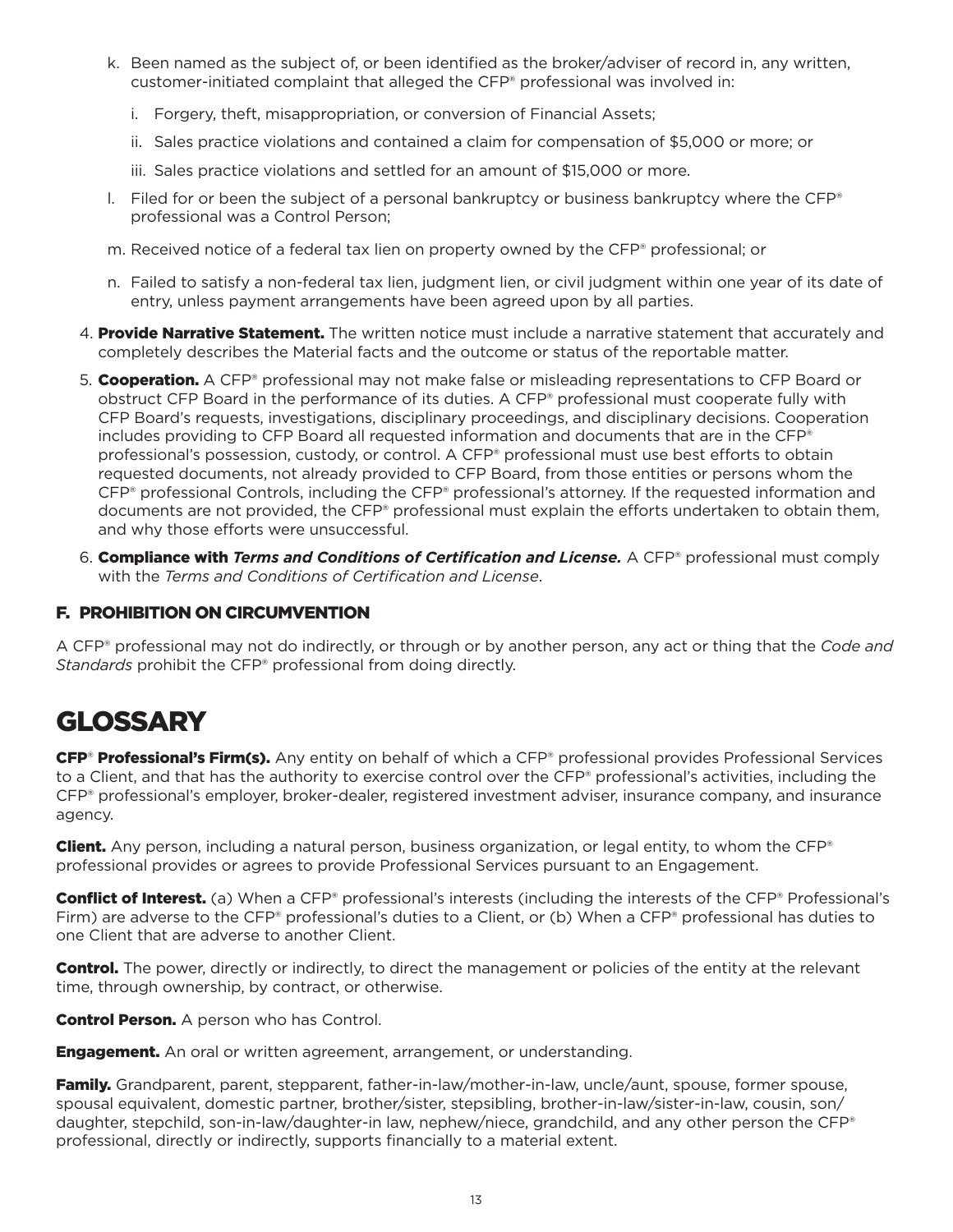k. Been named as the subject of, or been identified as the broker/adviser of record in, any written, customer-initiated complaint that alleged the CFP® professional was involved in:

   i. Forgery, theft, misappropriation, or conversion of Financial Assets;

   ii. Sales practice violations and contained a claim for compensation of $5,000 or more; or

   iii. Sales practice violations and settled for an amount of $15,000 or more.

l. Filed for or been the subject of a personal bankruptcy or business bankruptcy where the CFP® professional was a Control Person;

m. Received notice of a federal tax lien on property owned by the CFP® professional; or

n. Failed to satisfy a non-federal tax lien, judgment lien, or civil judgment within one year of its date of entry, unless payment arrangements have been agreed upon by all parties.

4. **Provide Narrative Statement.** The written notice must include a narrative statement that accurately and completely describes the Material facts and the outcome or status of the reportable matter.

5. **Cooperation.** A CFP® professional may not make false or misleading representations to CFP Board or obstruct CFP Board in the performance of its duties. A CFP® professional must cooperate fully with CFP Board's requests, investigations, disciplinary proceedings, and disciplinary decisions. Cooperation includes providing to CFP Board all requested information and documents that are in the CFP® professional's possession, custody, or control. A CFP® professional must use best efforts to obtain requested documents, not already provided to CFP Board, from those entities or persons whom the CFP® professional Controls, including the CFP® professional's attorney. If the requested information and documents are not provided, the CFP® professional must explain the efforts undertaken to obtain them, and why those efforts were unsuccessful.

6. **Compliance with *Terms and Conditions of Certification and License.*** A CFP® professional must comply with the *Terms and Conditions of Certification and License*.

### F. PROHIBITION ON CIRCUMVENTION

A CFP® professional may not do indirectly, or through or by another person, any act or thing that the *Code and Standards* prohibit the CFP® professional from doing directly.

# GLOSSARY

**CFP® Professional's Firm(s).** Any entity on behalf of which a CFP® professional provides Professional Services to a Client, and that has the authority to exercise control over the CFP® professional's activities, including the CFP® professional's employer, broker-dealer, registered investment adviser, insurance company, and insurance agency.

**Client.** Any person, including a natural person, business organization, or legal entity, to whom the CFP® professional provides or agrees to provide Professional Services pursuant to an Engagement.

**Conflict of Interest.** (a) When a CFP® professional's interests (including the interests of the CFP® Professional's Firm) are adverse to the CFP® professional's duties to a Client, or (b) When a CFP® professional has duties to one Client that are adverse to another Client.

**Control.** The power, directly or indirectly, to direct the management or policies of the entity at the relevant time, through ownership, by contract, or otherwise.

**Control Person.** A person who has Control.

**Engagement.** An oral or written agreement, arrangement, or understanding.

**Family.** Grandparent, parent, stepparent, father-in-law/mother-in-law, uncle/aunt, spouse, former spouse, spousal equivalent, domestic partner, brother/sister, stepsibling, brother-in-law/sister-in-law, cousin, son/daughter, stepchild, son-in-law/daughter-in law, nephew/niece, grandchild, and any other person the CFP® professional, directly or indirectly, supports financially to a material extent.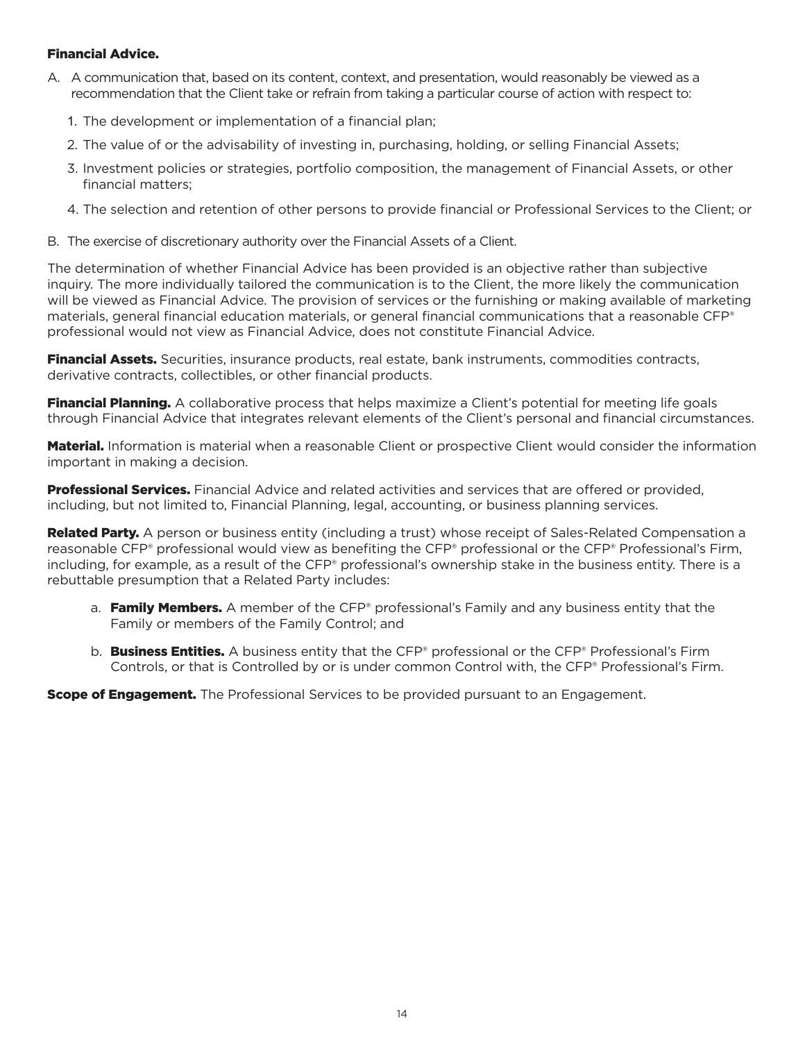**Financial Advice.**

A. A communication that, based on its content, context, and presentation, would reasonably be viewed as a recommendation that the Client take or refrain from taking a particular course of action with respect to:

   1. The development or implementation of a financial plan;
   2. The value of or the advisability of investing in, purchasing, holding, or selling Financial Assets;
   3. Investment policies or strategies, portfolio composition, the management of Financial Assets, or other financial matters;
   4. The selection and retention of other persons to provide financial or Professional Services to the Client; or

B. The exercise of discretionary authority over the Financial Assets of a Client.

The determination of whether Financial Advice has been provided is an objective rather than subjective inquiry. The more individually tailored the communication is to the Client, the more likely the communication will be viewed as Financial Advice. The provision of services or the furnishing or making available of marketing materials, general financial education materials, or general financial communications that a reasonable CFP® professional would not view as Financial Advice, does not constitute Financial Advice.

**Financial Assets.** Securities, insurance products, real estate, bank instruments, commodities contracts, derivative contracts, collectibles, or other financial products.

**Financial Planning.** A collaborative process that helps maximize a Client's potential for meeting life goals through Financial Advice that integrates relevant elements of the Client's personal and financial circumstances.

**Material.** Information is material when a reasonable Client or prospective Client would consider the information important in making a decision.

**Professional Services.** Financial Advice and related activities and services that are offered or provided, including, but not limited to, Financial Planning, legal, accounting, or business planning services.

**Related Party.** A person or business entity (including a trust) whose receipt of Sales-Related Compensation a reasonable CFP® professional would view as benefiting the CFP® professional or the CFP® Professional's Firm, including, for example, as a result of the CFP® professional's ownership stake in the business entity. There is a rebuttable presumption that a Related Party includes:

   a. **Family Members.** A member of the CFP® professional's Family and any business entity that the Family or members of the Family Control; and

   b. **Business Entities.** A business entity that the CFP® professional or the CFP® Professional's Firm Controls, or that is Controlled by or is under common Control with, the CFP® Professional's Firm.

**Scope of Engagement.** The Professional Services to be provided pursuant to an Engagement.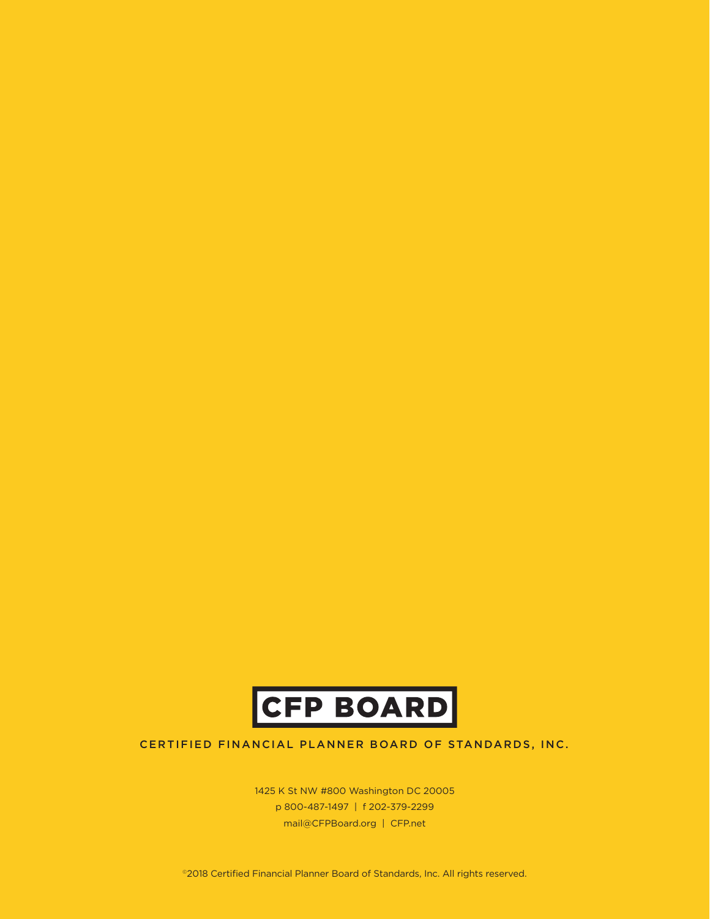CFP BOARD

CERTIFIED FINANCIAL PLANNER BOARD OF STANDARDS, INC.

1425 K St NW #800 Washington DC 20005
p 800-487-1497 | f 202-379-2299
mail@CFPBoard.org | CFP.net

©2018 Certified Financial Planner Board of Standards, Inc. All rights reserved.